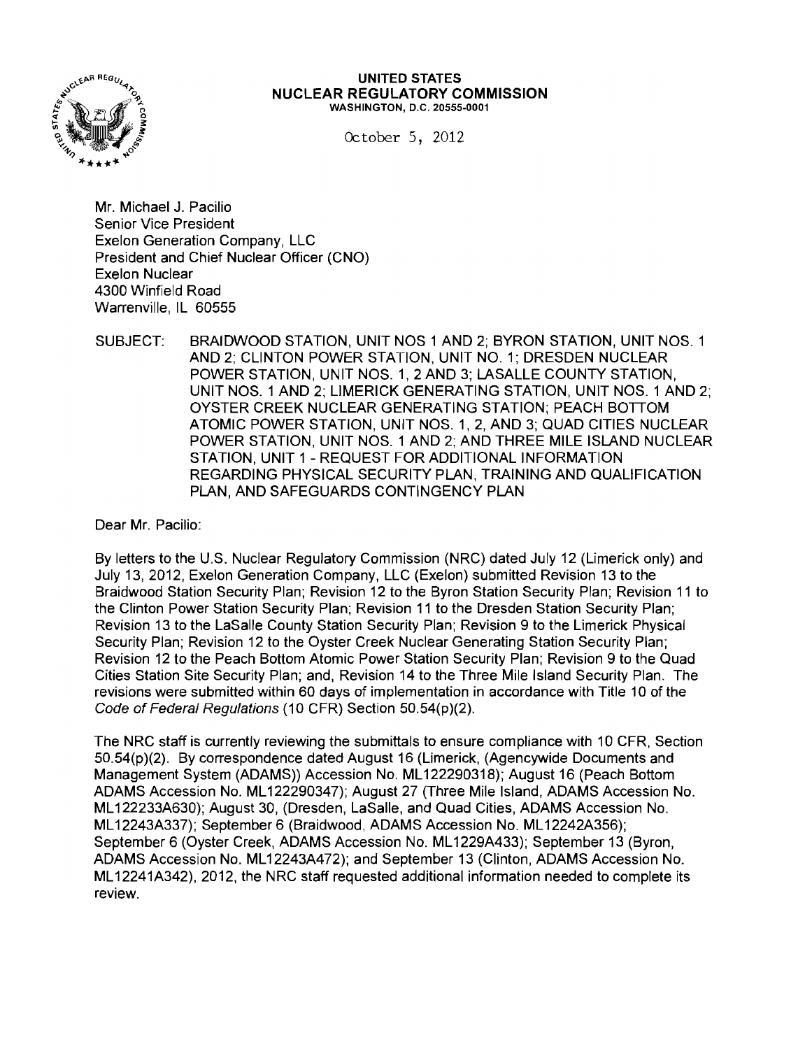**UNITED STATES**
**NUCLEAR REGULATORY COMMISSION**
WASHINGTON, D.C. 20555-0001

October 5, 2012

Mr. Michael J. Pacilio
Senior Vice President
Exelon Generation Company, LLC
President and Chief Nuclear Officer (CNO)
Exelon Nuclear
4300 Winfield Road
Warrenville, IL 60555

SUBJECT: BRAIDWOOD STATION, UNIT NOS 1 AND 2; BYRON STATION, UNIT NOS. 1 AND 2; CLINTON POWER STATION, UNIT NO. 1; DRESDEN NUCLEAR POWER STATION, UNIT NOS. 1, 2 AND 3; LASALLE COUNTY STATION, UNIT NOS. 1 AND 2; LIMERICK GENERATING STATION, UNIT NOS. 1 AND 2; OYSTER CREEK NUCLEAR GENERATING STATION; PEACH BOTTOM ATOMIC POWER STATION, UNIT NOS. 1, 2, AND 3; QUAD CITIES NUCLEAR POWER STATION, UNIT NOS. 1 AND 2; AND THREE MILE ISLAND NUCLEAR STATION, UNIT 1 - REQUEST FOR ADDITIONAL INFORMATION REGARDING PHYSICAL SECURITY PLAN, TRAINING AND QUALIFICATION PLAN, AND SAFEGUARDS CONTINGENCY PLAN

Dear Mr. Pacilio:

By letters to the U.S. Nuclear Regulatory Commission (NRC) dated July 12 (Limerick only) and July 13, 2012, Exelon Generation Company, LLC (Exelon) submitted Revision 13 to the Braidwood Station Security Plan; Revision 12 to the Byron Station Security Plan; Revision 11 to the Clinton Power Station Security Plan; Revision 11 to the Dresden Station Security Plan; Revision 13 to the LaSalle County Station Security Plan; Revision 9 to the Limerick Physical Security Plan; Revision 12 to the Oyster Creek Nuclear Generating Station Security Plan; Revision 12 to the Peach Bottom Atomic Power Station Security Plan; Revision 9 to the Quad Cities Station Site Security Plan; and, Revision 14 to the Three Mile Island Security Plan. The revisions were submitted within 60 days of implementation in accordance with Title 10 of the *Code of Federal Regulations* (10 CFR) Section 50.54(p)(2).

The NRC staff is currently reviewing the submittals to ensure compliance with 10 CFR, Section 50.54(p)(2). By correspondence dated August 16 (Limerick, (Agencywide Documents and Management System (ADAMS)) Accession No. ML122290318); August 16 (Peach Bottom ADAMS Accession No. ML122290347); August 27 (Three Mile Island, ADAMS Accession No. ML12233A630); August 30, (Dresden, LaSalle, and Quad Cities, ADAMS Accession No. ML12243A337); September 6 (Braidwood, ADAMS Accession No. ML12242A356); September 6 (Oyster Creek, ADAMS Accession No. ML1229A433); September 13 (Byron, ADAMS Accession No. ML12243A472); and September 13 (Clinton, ADAMS Accession No. ML12241A342), 2012, the NRC staff requested additional information needed to complete its review.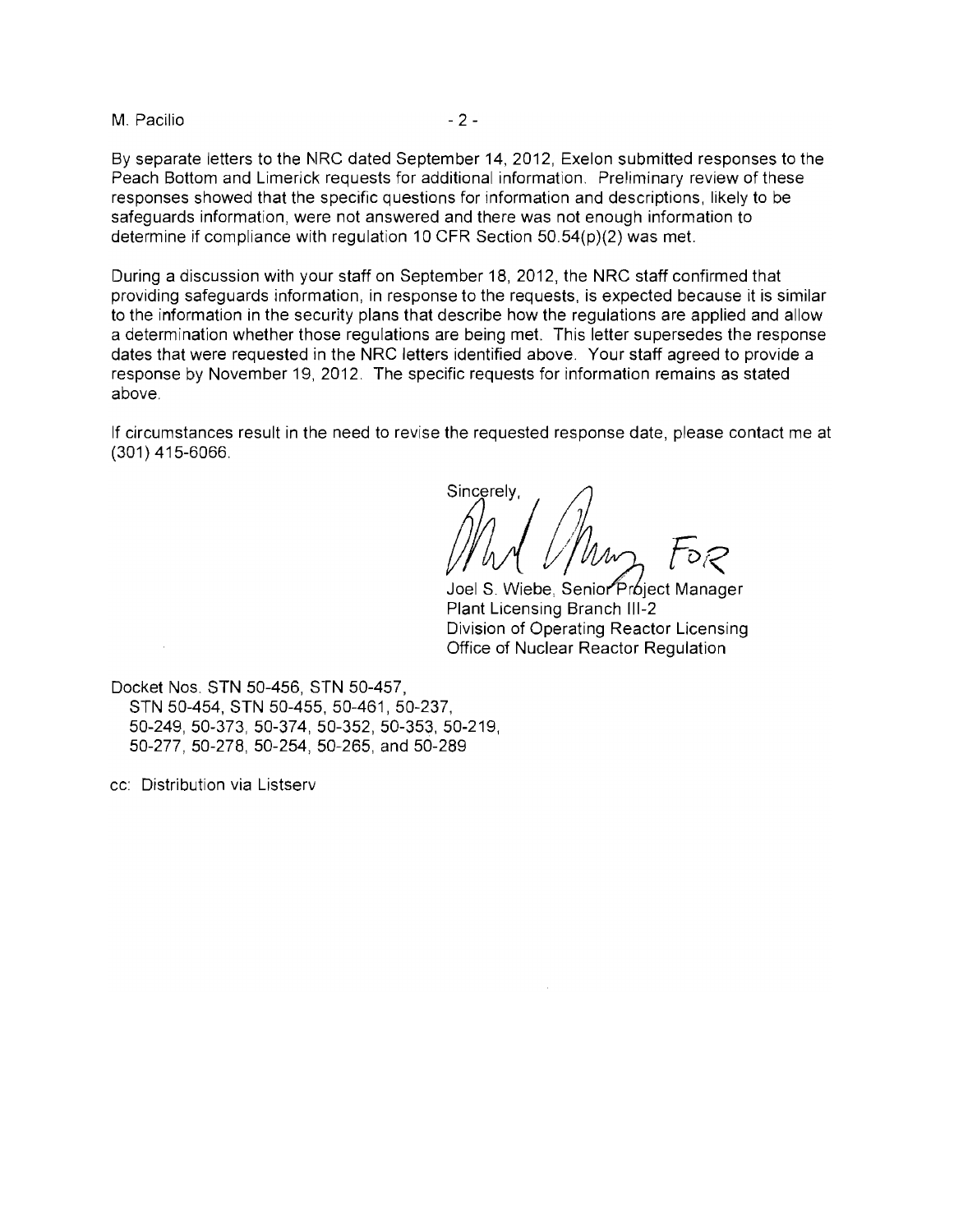By separate letters to the NRC dated September 14, 2012, Exelon submitted responses to the Peach Bottom and Limerick requests for additional information. Preliminary review of these responses showed that the specific questions for information and descriptions, likely to be safeguards information, were not answered and there was not enough information to determine if compliance with regulation 10 CFR Section 50.54(p)(2) was met.

During a discussion with your staff on September 18, 2012, the NRC staff confirmed that providing safeguards information, in response to the requests, is expected because it is similar to the information in the security plans that describe how the regulations are applied and allow a determination whether those regulations are being met. This letter supersedes the response dates that were requested in the NRC letters identified above. Your staff agreed to provide a response by November 19, 2012. The specific requests for information remains as stated above.

If circumstances result in the need to revise the requested response date, please contact me at (301) 415-6066.

Sincerely,

FOR

Joel S. Wiebe, Senior Project Manager
Plant Licensing Branch III-2
Division of Operating Reactor Licensing
Office of Nuclear Reactor Regulation

Docket Nos. STN 50-456, STN 50-457,
STN 50-454, STN 50-455, 50-461, 50-237,
50-249, 50-373, 50-374, 50-352, 50-353, 50-219,
50-277, 50-278, 50-254, 50-265, and 50-289

cc: Distribution via Listserv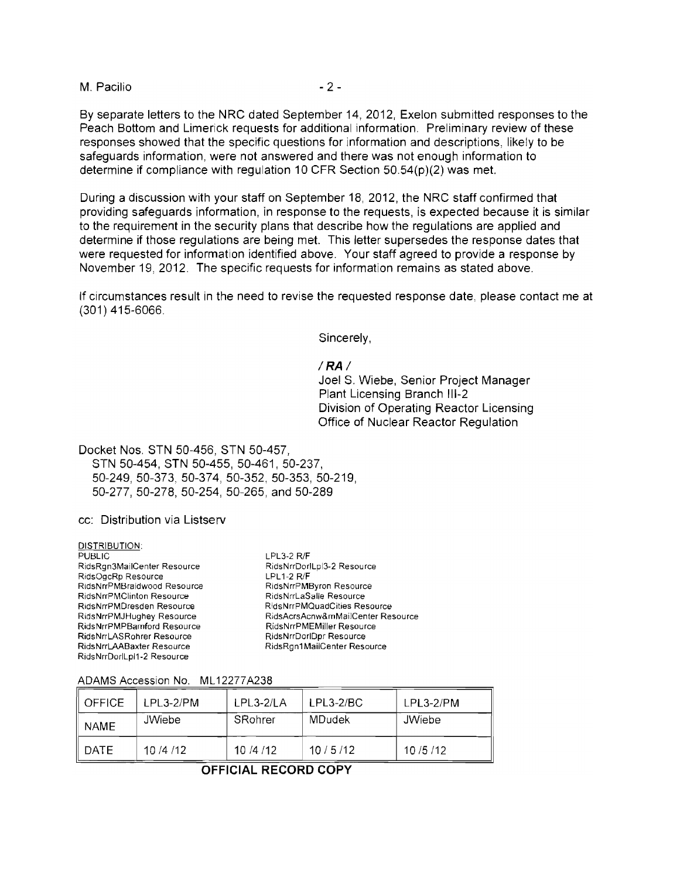By separate letters to the NRC dated September 14, 2012, Exelon submitted responses to the Peach Bottom and Limerick requests for additional information. Preliminary review of these responses showed that the specific questions for information and descriptions, likely to be safeguards information, were not answered and there was not enough information to determine if compliance with regulation 10 CFR Section 50.54(p)(2) was met.

During a discussion with your staff on September 18, 2012, the NRC staff confirmed that providing safeguards information, in response to the requests, is expected because it is similar to the requirement in the security plans that describe how the regulations are applied and determine if those regulations are being met. This letter supersedes the response dates that were requested for information identified above. Your staff agreed to provide a response by November 19, 2012. The specific requests for information remains as stated above.

If circumstances result in the need to revise the requested response date, please contact me at (301) 415-6066.

Sincerely,

***/ RA /***
Joel S. Wiebe, Senior Project Manager
Plant Licensing Branch III-2
Division of Operating Reactor Licensing
Office of Nuclear Reactor Regulation

Docket Nos. STN 50-456, STN 50-457,
STN 50-454, STN 50-455, 50-461, 50-237,
50-249, 50-373, 50-374, 50-352, 50-353, 50-219,
50-277, 50-278, 50-254, 50-265, and 50-289

cc: Distribution via Listserv

DISTRIBUTION:
PUBLIC
LPL3-2 R/F
RidsRgn3MailCenter Resource
RidsNrrDorlLpl3-2 Resource
RidsOgcRp Resource
LPL1-2 R/F
RidsNrrPMBraidwood Resource
RidsNrrPMByron Resource
RidsNrrPMClinton Resource
RidsNrrLaSalle Resource
RidsNrrPMDresden Resource
RidsNrrPMQuadCities Resource
RidsNrrPMJHughey Resource
RidsAcrsAcnw&mMailCenter Resource
RidsNrrPMPBamford Resource
RidsNrrPMEMiller Resource
RidsNrrLASRohrer Resource
RidsNrrDorlDpr Resource
RidsNrrLAABaxter Resource
RidsRgn1MailCenter Resource
RidsNrrDorlLpl1-2 Resource

ADAMS Accession No. ML12277A238

| OFFICE | LPL3-2/PM | LPL3-2/LA | LPL3-2/BC | LPL3-2/PM |
|---|---|---|---|---|
| NAME | JWiebe | SRohrer | MDudek | JWiebe |
| DATE | 10 /4 /12 | 10 /4 /12 | 10 / 5 /12 | 10 /5 /12 |

**OFFICIAL RECORD COPY**